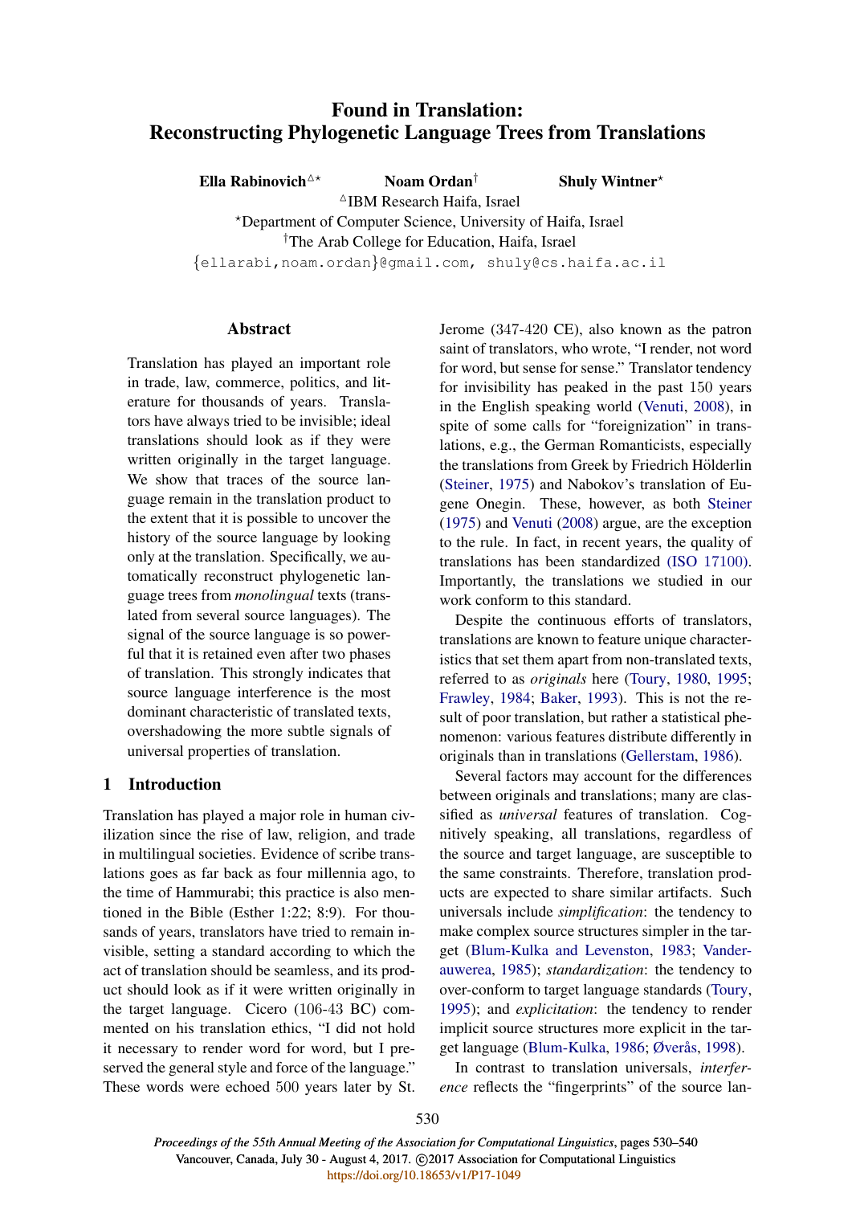# Found in Translation: Reconstructing Phylogenetic Language Trees from Translations

**Ella Rabinovich**[△⋆] **Noam Ordan**[†] **Shuly Wintner**[⋆]

[△]IBM Research Haifa, Israel

[⋆]Department of Computer Science, University of Haifa, Israel

[†]The Arab College for Education, Haifa, Israel

{ellarabi,noam.ordan}@gmail.com, shuly@cs.haifa.ac.il

## Abstract

Translation has played an important role in trade, law, commerce, politics, and literature for thousands of years. Translators have always tried to be invisible; ideal translations should look as if they were written originally in the target language. We show that traces of the source language remain in the translation product to the extent that it is possible to uncover the history of the source language by looking only at the translation. Specifically, we automatically reconstruct phylogenetic language trees from *monolingual* texts (translated from several source languages). The signal of the source language is so powerful that it is retained even after two phases of translation. This strongly indicates that source language interference is the most dominant characteristic of translated texts, overshadowing the more subtle signals of universal properties of translation.

## 1 Introduction

Translation has played a major role in human civilization since the rise of law, religion, and trade in multilingual societies. Evidence of scribe translations goes as far back as four millennia ago, to the time of Hammurabi; this practice is also mentioned in the Bible (Esther 1:22; 8:9). For thousands of years, translators have tried to remain invisible, setting a standard according to which the act of translation should be seamless, and its product should look as if it were written originally in the target language. Cicero (106-43 BC) commented on his translation ethics, "I did not hold it necessary to render word for word, but I preserved the general style and force of the language." These words were echoed 500 years later by St. Jerome (347-420 CE), also known as the patron saint of translators, who wrote, "I render, not word for word, but sense for sense." Translator tendency for invisibility has peaked in the past 150 years in the English speaking world (Venuti, 2008), in spite of some calls for "foreignization" in translations, e.g., the German Romanticists, especially the translations from Greek by Friedrich Hölderlin (Steiner, 1975) and Nabokov's translation of Eugene Onegin. These, however, as both Steiner (1975) and Venuti (2008) argue, are the exception to the rule. In fact, in recent years, the quality of translations has been standardized (ISO 17100). Importantly, the translations we studied in our work conform to this standard.

Despite the continuous efforts of translators, translations are known to feature unique characteristics that set them apart from non-translated texts, referred to as *originals* here (Toury, 1980, 1995; Frawley, 1984; Baker, 1993). This is not the result of poor translation, but rather a statistical phenomenon: various features distribute differently in originals than in translations (Gellerstam, 1986).

Several factors may account for the differences between originals and translations; many are classified as *universal* features of translation. Cognitively speaking, all translations, regardless of the source and target language, are susceptible to the same constraints. Therefore, translation products are expected to share similar artifacts. Such universals include *simplification*: the tendency to make complex source structures simpler in the target (Blum-Kulka and Levenston, 1983; Vanderauwerea, 1985); *standardization*: the tendency to over-conform to target language standards (Toury, 1995); and *explicitation*: the tendency to render implicit source structures more explicit in the target language (Blum-Kulka, 1986; Øverås, 1998).

In contrast to translation universals, *interference* reflects the "fingerprints" of the source lan-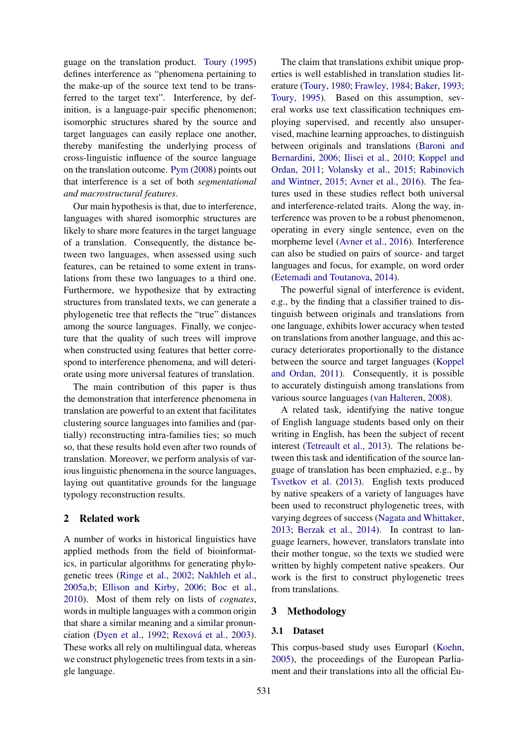guage on the translation product. Toury (1995) defines interference as "phenomena pertaining to the make-up of the source text tend to be transferred to the target text". Interference, by definition, is a language-pair specific phenomenon; isomorphic structures shared by the source and target languages can easily replace one another, thereby manifesting the underlying process of cross-linguistic influence of the source language on the translation outcome. Pym (2008) points out that interference is a set of both *segmentational and macrostructural features*.

Our main hypothesis is that, due to interference, languages with shared isomorphic structures are likely to share more features in the target language of a translation. Consequently, the distance between two languages, when assessed using such features, can be retained to some extent in translations from these two languages to a third one. Furthermore, we hypothesize that by extracting structures from translated texts, we can generate a phylogenetic tree that reflects the "true" distances among the source languages. Finally, we conjecture that the quality of such trees will improve when constructed using features that better correspond to interference phenomena, and will deteriorate using more universal features of translation.

The main contribution of this paper is thus the demonstration that interference phenomena in translation are powerful to an extent that facilitates clustering source languages into families and (partially) reconstructing intra-families ties; so much so, that these results hold even after two rounds of translation. Moreover, we perform analysis of various linguistic phenomena in the source languages, laying out quantitative grounds for the language typology reconstruction results.

## 2 Related work

A number of works in historical linguistics have applied methods from the field of bioinformatics, in particular algorithms for generating phylogenetic trees (Ringe et al., 2002; Nakhleh et al., 2005a,b; Ellison and Kirby, 2006; Boc et al., 2010). Most of them rely on lists of *cognates*, words in multiple languages with a common origin that share a similar meaning and a similar pronunciation (Dyen et al., 1992; Rexová et al., 2003). These works all rely on multilingual data, whereas we construct phylogenetic trees from texts in a single language.

The claim that translations exhibit unique properties is well established in translation studies literature (Toury, 1980; Frawley, 1984; Baker, 1993; Toury, 1995). Based on this assumption, several works use text classification techniques employing supervised, and recently also unsupervised, machine learning approaches, to distinguish between originals and translations (Baroni and Bernardini, 2006; Ilisei et al., 2010; Koppel and Ordan, 2011; Volansky et al., 2015; Rabinovich and Wintner, 2015; Avner et al., 2016). The features used in these studies reflect both universal and interference-related traits. Along the way, interference was proven to be a robust phenomenon, operating in every single sentence, even on the morpheme level (Avner et al., 2016). Interference can also be studied on pairs of source- and target languages and focus, for example, on word order (Eetemadi and Toutanova, 2014).

The powerful signal of interference is evident, e.g., by the finding that a classifier trained to distinguish between originals and translations from one language, exhibits lower accuracy when tested on translations from another language, and this accuracy deteriorates proportionally to the distance between the source and target languages (Koppel and Ordan, 2011). Consequently, it is possible to accurately distinguish among translations from various source languages (van Halteren, 2008).

A related task, identifying the native tongue of English language students based only on their writing in English, has been the subject of recent interest (Tetreault et al., 2013). The relations between this task and identification of the source language of translation has been emphazied, e.g., by Tsvetkov et al. (2013). English texts produced by native speakers of a variety of languages have been used to reconstruct phylogenetic trees, with varying degrees of success (Nagata and Whittaker, 2013; Berzak et al., 2014). In contrast to language learners, however, translators translate into their mother tongue, so the texts we studied were written by highly competent native speakers. Our work is the first to construct phylogenetic trees from translations.

## 3 Methodology

### 3.1 Dataset

This corpus-based study uses Europarl (Koehn, 2005), the proceedings of the European Parliament and their translations into all the official Eu-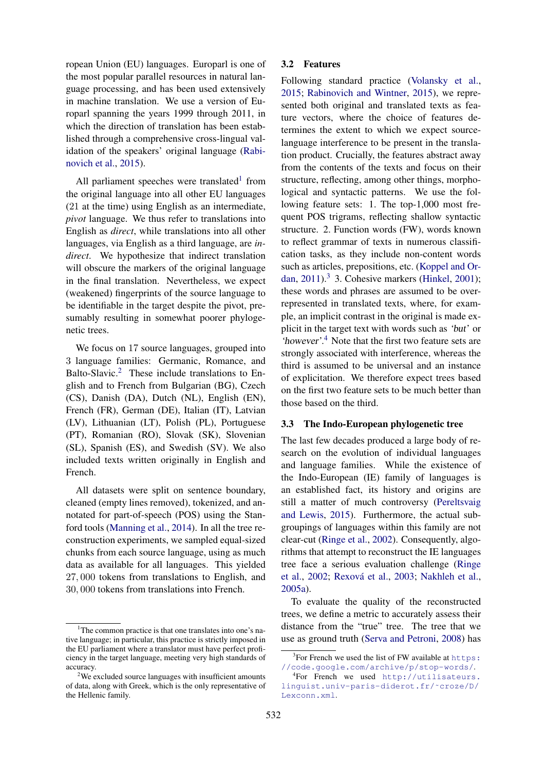ropean Union (EU) languages. Europarl is one of the most popular parallel resources in natural language processing, and has been used extensively in machine translation. We use a version of Europarl spanning the years 1999 through 2011, in which the direction of translation has been established through a comprehensive cross-lingual validation of the speakers' original language (Rabinovich et al., 2015).

All parliament speeches were translated[1] from the original language into all other EU languages (21 at the time) using English as an intermediate, *pivot* language. We thus refer to translations into English as *direct*, while translations into all other languages, via English as a third language, are *indirect*. We hypothesize that indirect translation will obscure the markers of the original language in the final translation. Nevertheless, we expect (weakened) fingerprints of the source language to be identifiable in the target despite the pivot, presumably resulting in somewhat poorer phylogenetic trees.

We focus on 17 source languages, grouped into 3 language families: Germanic, Romance, and Balto-Slavic.[2] These include translations to English and to French from Bulgarian (BG), Czech (CS), Danish (DA), Dutch (NL), English (EN), French (FR), German (DE), Italian (IT), Latvian (LV), Lithuanian (LT), Polish (PL), Portuguese (PT), Romanian (RO), Slovak (SK), Slovenian (SL), Spanish (ES), and Swedish (SV). We also included texts written originally in English and French.

All datasets were split on sentence boundary, cleaned (empty lines removed), tokenized, and annotated for part-of-speech (POS) using the Stanford tools (Manning et al., 2014). In all the tree reconstruction experiments, we sampled equal-sized chunks from each source language, using as much data as available for all languages. This yielded $27,000$ tokens from translations to English, and $30,000$ tokens from translations into French.

[1] The common practice is that one translates into one's native language; in particular, this practice is strictly imposed in the EU parliament where a translator must have perfect proficiency in the target language, meeting very high standards of accuracy.

[2] We excluded source languages with insufficient amounts of data, along with Greek, which is the only representative of the Hellenic family.

### 3.2 Features

Following standard practice (Volansky et al., 2015; Rabinovich and Wintner, 2015), we represented both original and translated texts as feature vectors, where the choice of features determines the extent to which we expect source-language interference to be present in the translation product. Crucially, the features abstract away from the contents of the texts and focus on their structure, reflecting, among other things, morphological and syntactic patterns. We use the following feature sets: 1. The top-1,000 most frequent POS trigrams, reflecting shallow syntactic structure. 2. Function words (FW), words known to reflect grammar of texts in numerous classification tasks, as they include non-content words such as articles, prepositions, etc. (Koppel and Ordan, 2011).[3] 3. Cohesive markers (Hinkel, 2001); these words and phrases are assumed to be over-represented in translated texts, where, for example, an implicit contrast in the original is made explicit in the target text with words such as *'but'* or *'however'*.[4] Note that the first two feature sets are strongly associated with interference, whereas the third is assumed to be universal and an instance of explicitation. We therefore expect trees based on the first two feature sets to be much better than those based on the third.

### 3.3 The Indo-European phylogenetic tree

The last few decades produced a large body of research on the evolution of individual languages and language families. While the existence of the Indo-European (IE) family of languages is an established fact, its history and origins are still a matter of much controversy (Pereltsvaig and Lewis, 2015). Furthermore, the actual subgroupings of languages within this family are not clear-cut (Ringe et al., 2002). Consequently, algorithms that attempt to reconstruct the IE languages tree face a serious evaluation challenge (Ringe et al., 2002; Rexová et al., 2003; Nakhleh et al., 2005a).

To evaluate the quality of the reconstructed trees, we define a metric to accurately assess their distance from the "true" tree. The tree that we use as ground truth (Serva and Petroni, 2008) has

[3] For French we used the list of FW available at https://code.google.com/archive/p/stop-words/.

[4] For French we used http://utilisateurs.linguist.univ-paris-diderot.fr/~croze/D/Lexconn.xml.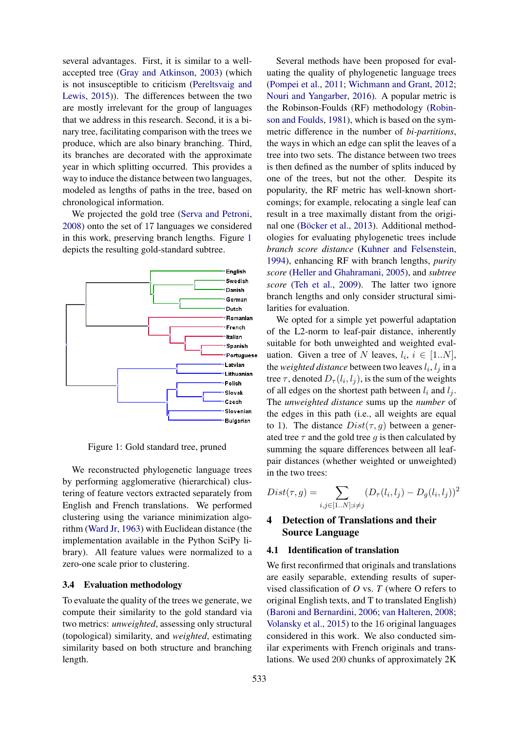several advantages. First, it is similar to a well-accepted tree (Gray and Atkinson, 2003) (which is not insusceptible to criticism (Pereltsvaig and Lewis, 2015)). The differences between the two are mostly irrelevant for the group of languages that we address in this research. Second, it is a binary tree, facilitating comparison with the trees we produce, which are also binary branching. Third, its branches are decorated with the approximate year in which splitting occurred. This provides a way to induce the distance between two languages, modeled as lengths of paths in the tree, based on chronological information.

We projected the gold tree (Serva and Petroni, 2008) onto the set of 17 languages we considered in this work, preserving branch lengths. Figure 1 depicts the resulting gold-standard subtree.

Figure 1: Gold standard tree, pruned

We reconstructed phylogenetic language trees by performing agglomerative (hierarchical) clustering of feature vectors extracted separately from English and French translations. We performed clustering using the variance minimization algorithm (Ward Jr, 1963) with Euclidean distance (the implementation available in the Python SciPy library). All feature values were normalized to a zero-one scale prior to clustering.

### 3.4 Evaluation methodology

To evaluate the quality of the trees we generate, we compute their similarity to the gold standard via two metrics: *unweighted*, assessing only structural (topological) similarity, and *weighted*, estimating similarity based on both structure and branching length.

Several methods have been proposed for evaluating the quality of phylogenetic language trees (Pompei et al., 2011; Wichmann and Grant, 2012; Nouri and Yangarber, 2016). A popular metric is the Robinson-Foulds (RF) methodology (Robinson and Foulds, 1981), which is based on the symmetric difference in the number of *bi-partitions*, the ways in which an edge can split the leaves of a tree into two sets. The distance between two trees is then defined as the number of splits induced by one of the trees, but not the other. Despite its popularity, the RF metric has well-known shortcomings; for example, relocating a single leaf can result in a tree maximally distant from the original one (Böcker et al., 2013). Additional methodologies for evaluating phylogenetic trees include *branch score distance* (Kuhner and Felsenstein, 1994), enhancing RF with branch lengths, *purity score* (Heller and Ghahramani, 2005), and *subtree score* (Teh et al., 2009). The latter two ignore branch lengths and only consider structural similarities for evaluation.

We opted for a simple yet powerful adaptation of the L2-norm to leaf-pair distance, inherently suitable for both unweighted and weighted evaluation. Given a tree of $N$ leaves, $l_i$, $i \in [1..N]$, the *weighted distance* between two leaves $l_i, l_j$ in a tree $\tau$, denoted $D_\tau(l_i, l_j)$, is the sum of the weights of all edges on the shortest path between $l_i$ and $l_j$. The *unweighted distance* sums up the *number* of the edges in this path (i.e., all weights are equal to 1). The distance $Dist(\tau, g)$ between a generated tree $\tau$ and the gold tree $g$ is then calculated by summing the square differences between all leaf-pair distances (whether weighted or unweighted) in the two trees:

$$Dist(\tau, g) = \sum_{i,j \in [1..N]; i \neq j} (D_\tau(l_i, l_j) - D_g(l_i, l_j))^2$$

## 4 Detection of Translations and their Source Language

### 4.1 Identification of translation

We first reconfirmed that originals and translations are easily separable, extending results of supervised classification of *O* vs. *T* (where O refers to original English texts, and T to translated English) (Baroni and Bernardini, 2006; van Halteren, 2008; Volansky et al., 2015) to the 16 original languages considered in this work. We also conducted similar experiments with French originals and translations. We used 200 chunks of approximately 2K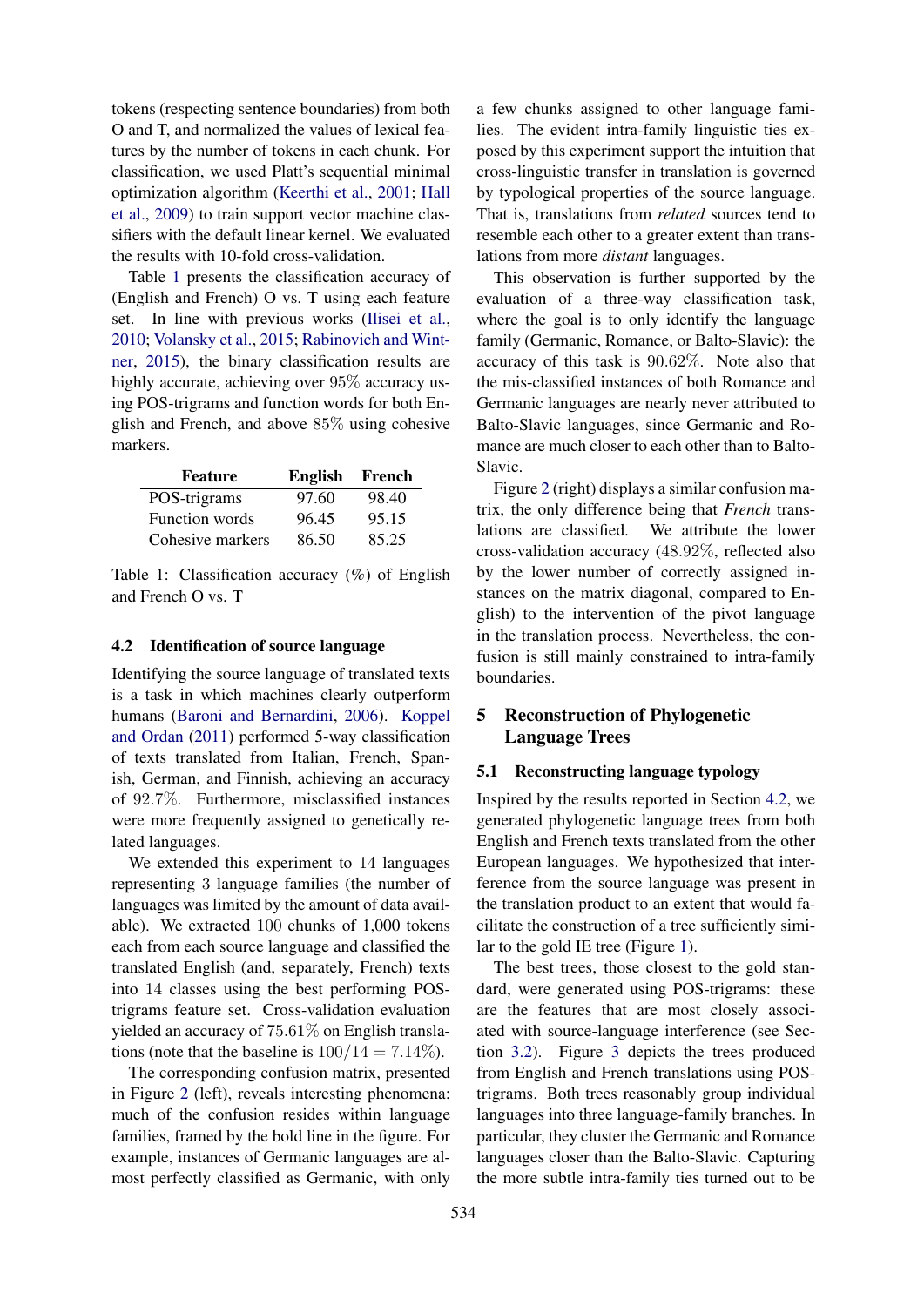tokens (respecting sentence boundaries) from both O and T, and normalized the values of lexical features by the number of tokens in each chunk. For classification, we used Platt's sequential minimal optimization algorithm (Keerthi et al., 2001; Hall et al., 2009) to train support vector machine classifiers with the default linear kernel. We evaluated the results with 10-fold cross-validation.

Table 1 presents the classification accuracy of (English and French) O vs. T using each feature set. In line with previous works (Ilisei et al., 2010; Volansky et al., 2015; Rabinovich and Wintner, 2015), the binary classification results are highly accurate, achieving over 95% accuracy using POS-trigrams and function words for both English and French, and above 85% using cohesive markers.

| Feature | English | French |
|---|---|---|
| POS-trigrams | 97.60 | 98.40 |
| Function words | 96.45 | 95.15 |
| Cohesive markers | 86.50 | 85.25 |

Table 1: Classification accuracy (%) of English and French O vs. T

### 4.2 Identification of source language

Identifying the source language of translated texts is a task in which machines clearly outperform humans (Baroni and Bernardini, 2006). Koppel and Ordan (2011) performed 5-way classification of texts translated from Italian, French, Spanish, German, and Finnish, achieving an accuracy of 92.7%. Furthermore, misclassified instances were more frequently assigned to genetically related languages.

We extended this experiment to 14 languages representing 3 language families (the number of languages was limited by the amount of data available). We extracted 100 chunks of 1,000 tokens each from each source language and classified the translated English (and, separately, French) texts into 14 classes using the best performing POS-trigrams feature set. Cross-validation evaluation yielded an accuracy of 75.61% on English translations (note that the baseline is $100/14 = 7.14\%$).

The corresponding confusion matrix, presented in Figure 2 (left), reveals interesting phenomena: much of the confusion resides within language families, framed by the bold line in the figure. For example, instances of Germanic languages are almost perfectly classified as Germanic, with only a few chunks assigned to other language families. The evident intra-family linguistic ties exposed by this experiment support the intuition that cross-linguistic transfer in translation is governed by typological properties of the source language. That is, translations from *related* sources tend to resemble each other to a greater extent than translations from more *distant* languages.

This observation is further supported by the evaluation of a three-way classification task, where the goal is to only identify the language family (Germanic, Romance, or Balto-Slavic): the accuracy of this task is 90.62%. Note also that the mis-classified instances of both Romance and Germanic languages are nearly never attributed to Balto-Slavic languages, since Germanic and Romance are much closer to each other than to Balto-Slavic.

Figure 2 (right) displays a similar confusion matrix, the only difference being that *French* translations are classified. We attribute the lower cross-validation accuracy (48.92%, reflected also by the lower number of correctly assigned instances on the matrix diagonal, compared to English) to the intervention of the pivot language in the translation process. Nevertheless, the confusion is still mainly constrained to intra-family boundaries.

## 5 Reconstruction of Phylogenetic Language Trees

### 5.1 Reconstructing language typology

Inspired by the results reported in Section 4.2, we generated phylogenetic language trees from both English and French texts translated from the other European languages. We hypothesized that interference from the source language was present in the translation product to an extent that would facilitate the construction of a tree sufficiently similar to the gold IE tree (Figure 1).

The best trees, those closest to the gold standard, were generated using POS-trigrams: these are the features that are most closely associated with source-language interference (see Section 3.2). Figure 3 depicts the trees produced from English and French translations using POS-trigrams. Both trees reasonably group individual languages into three language-family branches. In particular, they cluster the Germanic and Romance languages closer than the Balto-Slavic. Capturing the more subtle intra-family ties turned out to be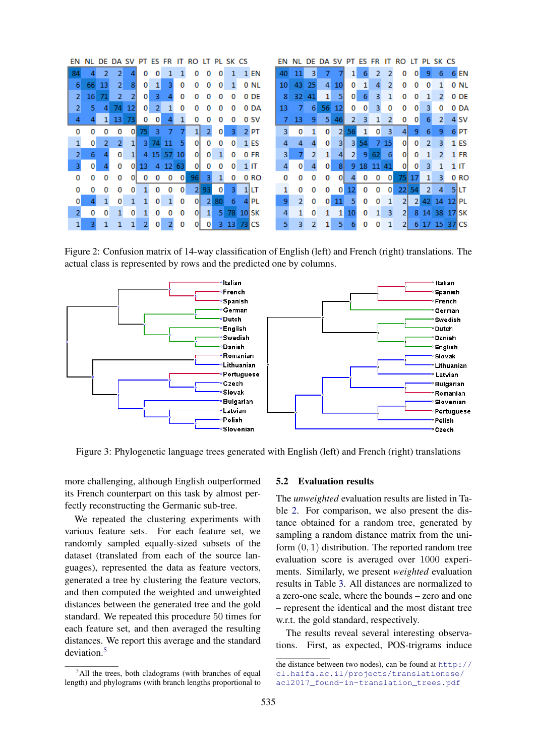| | EN | NL | DE | DA | SV | PT | ES | FR | IT | RO | LT | PL | SK | CS |
|---|---|---|---|---|---|---|---|---|---|---|---|---|---|---|
| EN | 84 | 4 | 2 | 2 | 4 | 0 | 0 | 1 | 1 | 0 | 0 | 0 | 1 | 1 |
| NL | 6 | 66 | 13 | 2 | 8 | 0 | 1 | 3 | 0 | 0 | 0 | 0 | 1 | 0 |
| DE | 2 | 16 | 71 | 2 | 2 | 0 | 3 | 4 | 0 | 0 | 0 | 0 | 0 | 0 |
| DA | 2 | 5 | 4 | 74 | 12 | 0 | 2 | 1 | 0 | 0 | 0 | 0 | 0 | 0 |
| SV | 4 | 4 | 1 | 13 | 73 | 0 | 0 | 4 | 1 | 0 | 0 | 0 | 0 | 0 |
| PT | 0 | 0 | 0 | 0 | 0 | 75 | 3 | 7 | 7 | 1 | 2 | 0 | 3 | 2 |
| ES | 1 | 0 | 2 | 2 | 1 | 3 | 74 | 11 | 5 | 0 | 0 | 0 | 0 | 1 |
| FR | 2 | 6 | 4 | 0 | 1 | 4 | 15 | 57 | 10 | 0 | 0 | 1 | 0 | 0 |
| IT | 3 | 0 | 4 | 0 | 0 | 13 | 4 | 12 | 63 | 0 | 0 | 0 | 0 | 1 |
| RO | 0 | 0 | 0 | 0 | 0 | 0 | 0 | 0 | 0 | 96 | 3 | 1 | 0 | 0 |
| LT | 0 | 0 | 0 | 0 | 0 | 1 | 0 | 0 | 0 | 2 | 93 | 0 | 3 | 1 |
| PL | 0 | 4 | 1 | 0 | 1 | 1 | 0 | 1 | 0 | 0 | 2 | 80 | 6 | 4 |
| SK | 2 | 0 | 0 | 1 | 0 | 1 | 0 | 0 | 0 | 0 | 1 | 5 | 78 | 10 |
| CS | 1 | 3 | 1 | 1 | 1 | 2 | 0 | 2 | 0 | 0 | 0 | 3 | 13 | 73 |

| | EN | NL | DE | DA | SV | PT | ES | FR | IT | RO | LT | PL | SK | CS |
|---|---|---|---|---|---|---|---|---|---|---|---|---|---|---|
| EN | 40 | 11 | 3 | 7 | 7 | 1 | 6 | 2 | 2 | 0 | 0 | 9 | 6 | 6 |
| NL | 10 | 43 | 25 | 4 | 10 | 0 | 1 | 4 | 2 | 0 | 0 | 0 | 1 | 0 |
| DE | 8 | 32 | 41 | 1 | 5 | 0 | 6 | 3 | 1 | 0 | 0 | 1 | 2 | 0 |
| DA | 13 | 7 | 6 | 56 | 12 | 0 | 0 | 3 | 0 | 0 | 0 | 3 | 0 | 0 |
| SV | 7 | 13 | 9 | 5 | 46 | 2 | 3 | 1 | 2 | 0 | 0 | 6 | 2 | 4 |
| PT | 3 | 0 | 1 | 0 | 2 | 56 | 1 | 0 | 3 | 4 | 9 | 6 | 9 | 6 |
| ES | 4 | 4 | 4 | 0 | 3 | 3 | 54 | 7 | 15 | 0 | 0 | 2 | 3 | 1 |
| FR | 3 | 7 | 2 | 1 | 4 | 2 | 9 | 62 | 6 | 0 | 0 | 1 | 2 | 1 |
| IT | 4 | 0 | 4 | 0 | 8 | 9 | 18 | 11 | 41 | 0 | 0 | 3 | 1 | 1 |
| RO | 0 | 0 | 0 | 0 | 0 | 4 | 0 | 0 | 0 | 75 | 17 | 1 | 3 | 0 |
| LT | 1 | 0 | 0 | 0 | 0 | 12 | 0 | 0 | 0 | 22 | 54 | 2 | 4 | 5 |
| PL | 9 | 2 | 0 | 0 | 11 | 5 | 0 | 0 | 1 | 2 | 2 | 42 | 14 | 12 |
| SK | 4 | 1 | 0 | 1 | 1 | 10 | 0 | 1 | 3 | 2 | 8 | 14 | 38 | 17 |
| CS | 5 | 3 | 2 | 1 | 5 | 6 | 0 | 0 | 1 | 2 | 6 | 17 | 15 | 37 |

Figure 2: Confusion matrix of 14-way classification of English (left) and French (right) translations. The actual class is represented by rows and the predicted one by columns.

Figure 3: Phylogenetic language trees generated with English (left) and French (right) translations

more challenging, although English outperformed its French counterpart on this task by almost perfectly reconstructing the Germanic sub-tree.

We repeated the clustering experiments with various feature sets. For each feature set, we randomly sampled equally-sized subsets of the dataset (translated from each of the source languages), represented the data as feature vectors, generated a tree by clustering the feature vectors, and then computed the weighted and unweighted distances between the generated tree and the gold standard. We repeated this procedure 50 times for each feature set, and then averaged the resulting distances. We report this average and the standard deviation.[5]

[5]All the trees, both cladograms (with branches of equal length) and phylograms (with branch lengths proportional to the distance between two nodes), can be found at http://cl.haifa.ac.il/projects/translationese/acl2017_found-in-translation_trees.pdf

## 5.2 Evaluation results

The *unweighted* evaluation results are listed in Table 2. For comparison, we also present the distance obtained for a random tree, generated by sampling a random distance matrix from the uniform $(0, 1)$ distribution. The reported random tree evaluation score is averaged over 1000 experiments. Similarly, we present *weighted* evaluation results in Table 3. All distances are normalized to a zero-one scale, where the bounds – zero and one – represent the identical and the most distant tree w.r.t. the gold standard, respectively.

The results reveal several interesting observations. First, as expected, POS-trigrams induce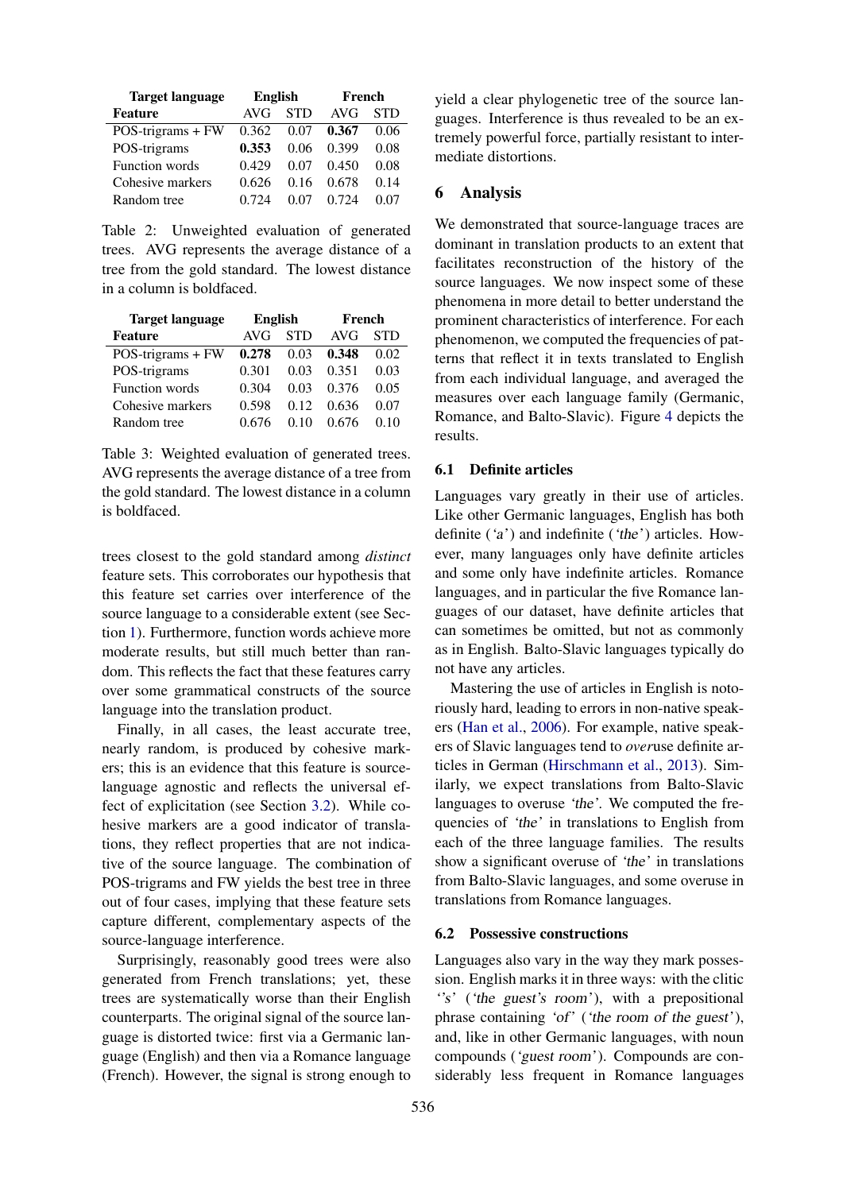| Target language | English | | French | |
|---|---|---|---|---|
| Feature | AVG | STD | AVG | STD |
| POS-trigrams + FW | 0.362 | 0.07 | **0.367** | 0.06 |
| POS-trigrams | **0.353** | 0.06 | 0.399 | 0.08 |
| Function words | 0.429 | 0.07 | 0.450 | 0.08 |
| Cohesive markers | 0.626 | 0.16 | 0.678 | 0.14 |
| Random tree | 0.724 | 0.07 | 0.724 | 0.07 |

Table 2: Unweighted evaluation of generated trees. AVG represents the average distance of a tree from the gold standard. The lowest distance in a column is boldfaced.

| Target language | English | | French | |
|---|---|---|---|---|
| Feature | AVG | STD | AVG | STD |
| POS-trigrams + FW | **0.278** | 0.03 | **0.348** | 0.02 |
| POS-trigrams | 0.301 | 0.03 | 0.351 | 0.03 |
| Function words | 0.304 | 0.03 | 0.376 | 0.05 |
| Cohesive markers | 0.598 | 0.12 | 0.636 | 0.07 |
| Random tree | 0.676 | 0.10 | 0.676 | 0.10 |

Table 3: Weighted evaluation of generated trees. AVG represents the average distance of a tree from the gold standard. The lowest distance in a column is boldfaced.

trees closest to the gold standard among *distinct* feature sets. This corroborates our hypothesis that this feature set carries over interference of the source language to a considerable extent (see Section 1). Furthermore, function words achieve more moderate results, but still much better than random. This reflects the fact that these features carry over some grammatical constructs of the source language into the translation product.

Finally, in all cases, the least accurate tree, nearly random, is produced by cohesive markers; this is an evidence that this feature is source-language agnostic and reflects the universal effect of explicitation (see Section 3.2). While cohesive markers are a good indicator of translations, they reflect properties that are not indicative of the source language. The combination of POS-trigrams and FW yields the best tree in three out of four cases, implying that these feature sets capture different, complementary aspects of the source-language interference.

Surprisingly, reasonably good trees were also generated from French translations; yet, these trees are systematically worse than their English counterparts. The original signal of the source language is distorted twice: first via a Germanic language (English) and then via a Romance language (French). However, the signal is strong enough to yield a clear phylogenetic tree of the source languages. Interference is thus revealed to be an extremely powerful force, partially resistant to intermediate distortions.

## 6 Analysis

We demonstrated that source-language traces are dominant in translation products to an extent that facilitates reconstruction of the history of the source languages. We now inspect some of these phenomena in more detail to better understand the prominent characteristics of interference. For each phenomenon, we computed the frequencies of patterns that reflect it in texts translated to English from each individual language, and averaged the measures over each language family (Germanic, Romance, and Balto-Slavic). Figure 4 depicts the results.

### 6.1 Definite articles

Languages vary greatly in their use of articles. Like other Germanic languages, English has both definite (*'a'*) and indefinite (*'the'*) articles. However, many languages only have definite articles and some only have indefinite articles. Romance languages, and in particular the five Romance languages of our dataset, have definite articles that can sometimes be omitted, but not as commonly as in English. Balto-Slavic languages typically do not have any articles.

Mastering the use of articles in English is notoriously hard, leading to errors in non-native speakers (Han et al., 2006). For example, native speakers of Slavic languages tend to *over*use definite articles in German (Hirschmann et al., 2013). Similarly, we expect translations from Balto-Slavic languages to overuse *'the'*. We computed the frequencies of *'the'* in translations to English from each of the three language families. The results show a significant overuse of *'the'* in translations from Balto-Slavic languages, and some overuse in translations from Romance languages.

### 6.2 Possessive constructions

Languages also vary in the way they mark possession. English marks it in three ways: with the clitic *''s'* (*'the guest's room'*), with a prepositional phrase containing *'of'* (*'the room of the guest'*), and, like in other Germanic languages, with noun compounds (*'guest room'*). Compounds are considerably less frequent in Romance languages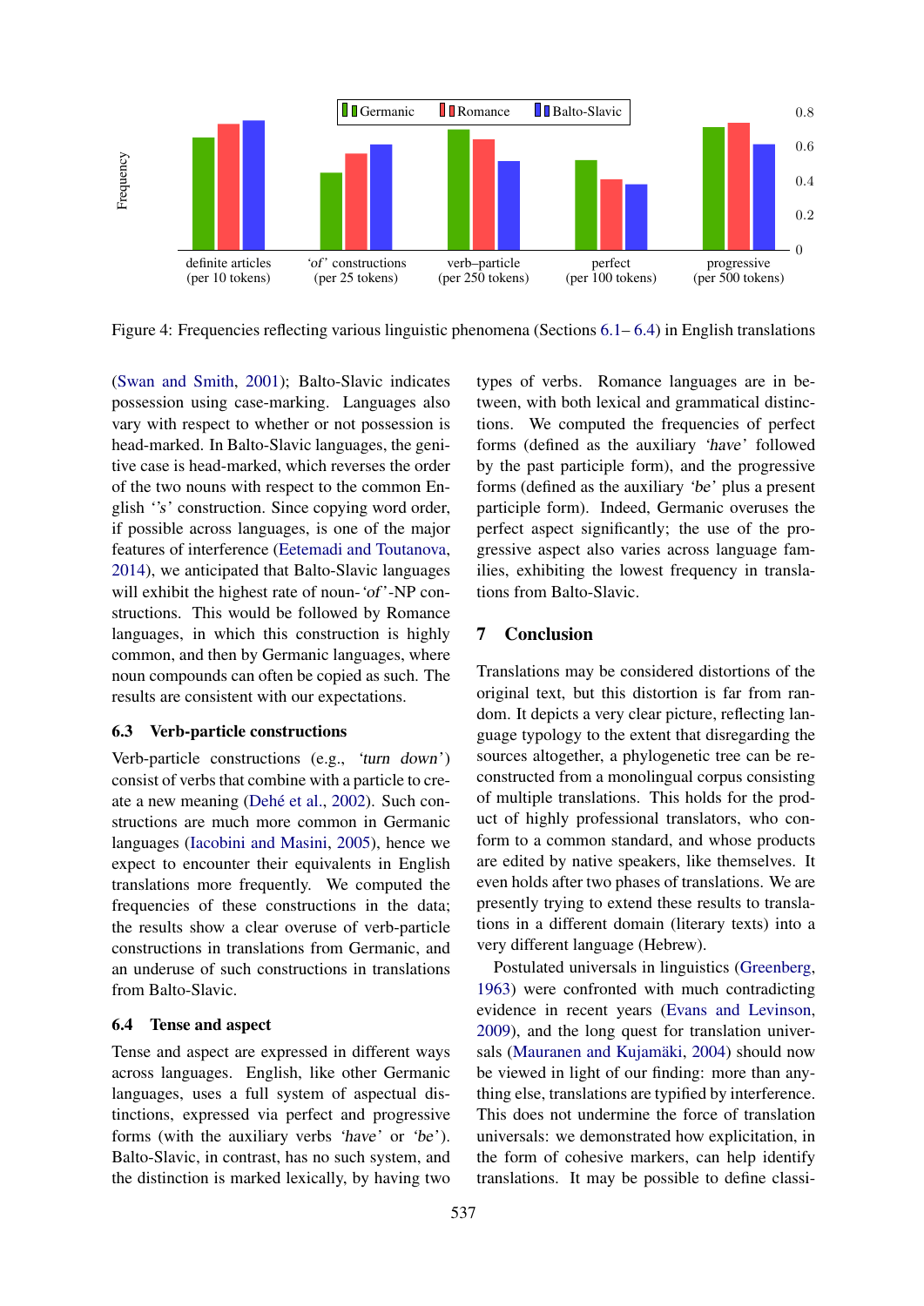Figure 4: Frequencies reflecting various linguistic phenomena (Sections 6.1– 6.4) in English translations

(Swan and Smith, 2001); Balto-Slavic indicates possession using case-marking. Languages also vary with respect to whether or not possession is head-marked. In Balto-Slavic languages, the genitive case is head-marked, which reverses the order of the two nouns with respect to the common English *'s* construction. Since copying word order, if possible across languages, is one of the major features of interference (Eetemadi and Toutanova, 2014), we anticipated that Balto-Slavic languages will exhibit the highest rate of noun-*'of'*-NP constructions. This would be followed by Romance languages, in which this construction is highly common, and then by Germanic languages, where noun compounds can often be copied as such. The results are consistent with our expectations.

### 6.3 Verb-particle constructions

Verb-particle constructions (e.g., *'turn down'*) consist of verbs that combine with a particle to create a new meaning (Dehé et al., 2002). Such constructions are much more common in Germanic languages (Iacobini and Masini, 2005), hence we expect to encounter their equivalents in English translations more frequently. We computed the frequencies of these constructions in the data; the results show a clear overuse of verb-particle constructions in translations from Germanic, and an underuse of such constructions in translations from Balto-Slavic.

### 6.4 Tense and aspect

Tense and aspect are expressed in different ways across languages. English, like other Germanic languages, uses a full system of aspectual distinctions, expressed via perfect and progressive forms (with the auxiliary verbs *'have'* or *'be'*). Balto-Slavic, in contrast, has no such system, and the distinction is marked lexically, by having two types of verbs. Romance languages are in between, with both lexical and grammatical distinctions. We computed the frequencies of perfect forms (defined as the auxiliary *'have'* followed by the past participle form), and the progressive forms (defined as the auxiliary *'be'* plus a present participle form). Indeed, Germanic overuses the perfect aspect significantly; the use of the progressive aspect also varies across language families, exhibiting the lowest frequency in translations from Balto-Slavic.

## 7 Conclusion

Translations may be considered distortions of the original text, but this distortion is far from random. It depicts a very clear picture, reflecting language typology to the extent that disregarding the sources altogether, a phylogenetic tree can be reconstructed from a monolingual corpus consisting of multiple translations. This holds for the product of highly professional translators, who conform to a common standard, and whose products are edited by native speakers, like themselves. It even holds after two phases of translations. We are presently trying to extend these results to translations in a different domain (literary texts) into a very different language (Hebrew).

Postulated universals in linguistics (Greenberg, 1963) were confronted with much contradicting evidence in recent years (Evans and Levinson, 2009), and the long quest for translation universals (Mauranen and Kujamäki, 2004) should now be viewed in light of our finding: more than anything else, translations are typified by interference. This does not undermine the force of translation universals: we demonstrated how explicitation, in the form of cohesive markers, can help identify translations. It may be possible to define classi-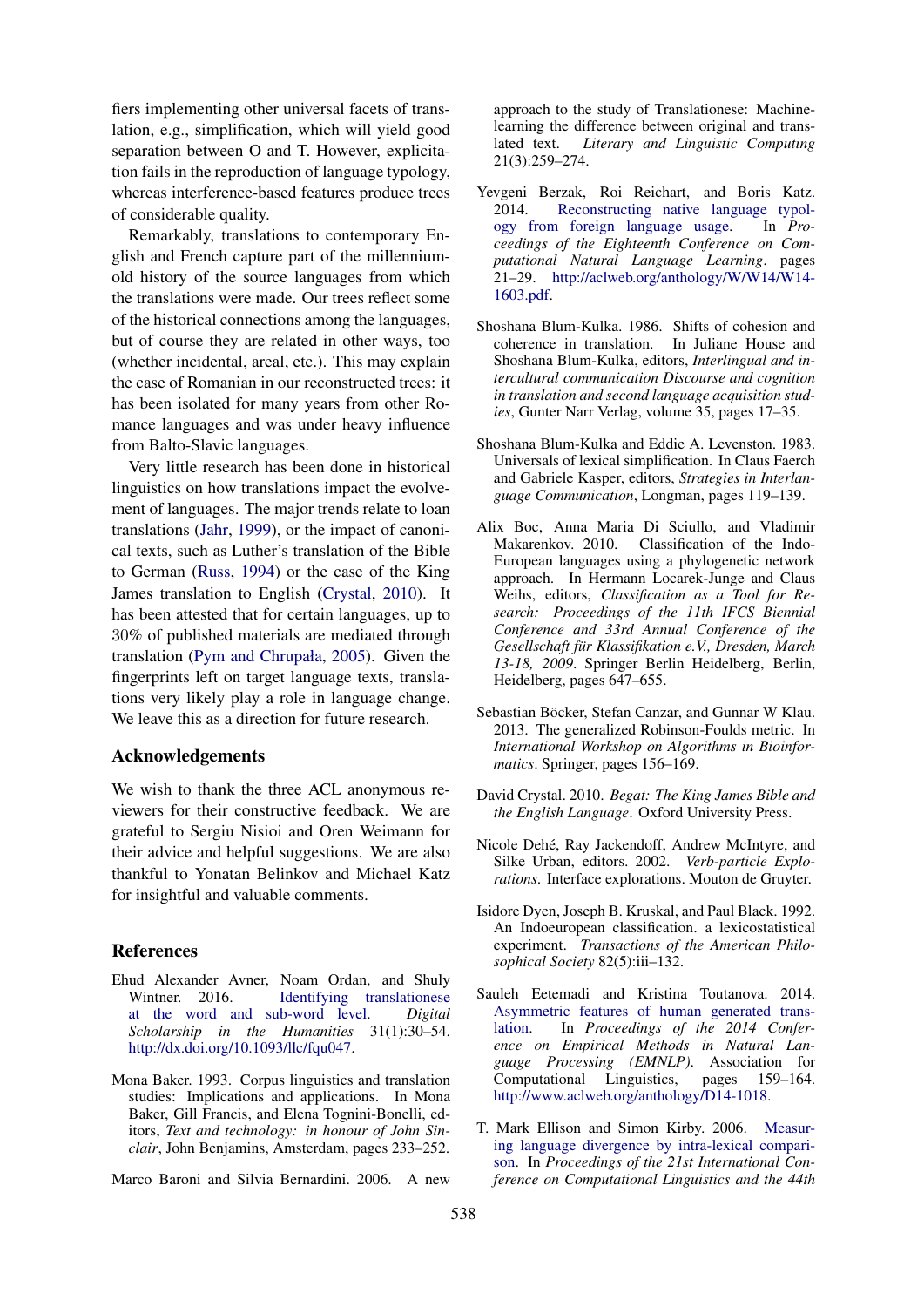fiers implementing other universal facets of translation, e.g., simplification, which will yield good separation between O and T. However, explicitation fails in the reproduction of language typology, whereas interference-based features produce trees of considerable quality.

Remarkably, translations to contemporary English and French capture part of the millennium-old history of the source languages from which the translations were made. Our trees reflect some of the historical connections among the languages, but of course they are related in other ways, too (whether incidental, areal, etc.). This may explain the case of Romanian in our reconstructed trees: it has been isolated for many years from other Romance languages and was under heavy influence from Balto-Slavic languages.

Very little research has been done in historical linguistics on how translations impact the evolvement of languages. The major trends relate to loan translations (Jahr, 1999), or the impact of canonical texts, such as Luther's translation of the Bible to German (Russ, 1994) or the case of the King James translation to English (Crystal, 2010). It has been attested that for certain languages, up to 30% of published materials are mediated through translation (Pym and Chrupała, 2005). Given the fingerprints left on target language texts, translations very likely play a role in language change. We leave this as a direction for future research.

## Acknowledgements

We wish to thank the three ACL anonymous reviewers for their constructive feedback. We are grateful to Sergiu Nisioi and Oren Weimann for their advice and helpful suggestions. We are also thankful to Yonatan Belinkov and Michael Katz for insightful and valuable comments.

## References

Ehud Alexander Avner, Noam Ordan, and Shuly Wintner. 2016. Identifying translationese at the word and sub-word level. *Digital Scholarship in the Humanities* 31(1):30–54. http://dx.doi.org/10.1093/llc/fqu047.

Mona Baker. 1993. Corpus linguistics and translation studies: Implications and applications. In Mona Baker, Gill Francis, and Elena Tognini-Bonelli, editors, *Text and technology: in honour of John Sinclair*, John Benjamins, Amsterdam, pages 233–252.

Marco Baroni and Silvia Bernardini. 2006. A new approach to the study of Translationese: Machine-learning the difference between original and translated text. *Literary and Linguistic Computing* 21(3):259–274.

Yevgeni Berzak, Roi Reichart, and Boris Katz. 2014. Reconstructing native language typology from foreign language usage. In *Proceedings of the Eighteenth Conference on Computational Natural Language Learning*. pages 21–29. http://aclweb.org/anthology/W/W14/W14-1603.pdf.

Shoshana Blum-Kulka. 1986. Shifts of cohesion and coherence in translation. In Juliane House and Shoshana Blum-Kulka, editors, *Interlingual and intercultural communication Discourse and cognition in translation and second language acquisition studies*, Gunter Narr Verlag, volume 35, pages 17–35.

Shoshana Blum-Kulka and Eddie A. Levenston. 1983. Universals of lexical simplification. In Claus Faerch and Gabriele Kasper, editors, *Strategies in Interlanguage Communication*, Longman, pages 119–139.

Alix Boc, Anna Maria Di Sciullo, and Vladimir Makarenkov. 2010. Classification of the Indo-European languages using a phylogenetic network approach. In Hermann Locarek-Junge and Claus Weihs, editors, *Classification as a Tool for Research: Proceedings of the 11th IFCS Biennial Conference and 33rd Annual Conference of the Gesellschaft für Klassifikation e.V., Dresden, March 13-18, 2009*. Springer Berlin Heidelberg, Berlin, Heidelberg, pages 647–655.

Sebastian Böcker, Stefan Canzar, and Gunnar W Klau. 2013. The generalized Robinson-Foulds metric. In *International Workshop on Algorithms in Bioinformatics*. Springer, pages 156–169.

David Crystal. 2010. *Begat: The King James Bible and the English Language*. Oxford University Press.

Nicole Dehé, Ray Jackendoff, Andrew McIntyre, and Silke Urban, editors. 2002. *Verb-particle Explorations*. Interface explorations. Mouton de Gruyter.

Isidore Dyen, Joseph B. Kruskal, and Paul Black. 1992. An Indoeuropean classification. a lexicostatistical experiment. *Transactions of the American Philosophical Society* 82(5):iii–132.

Sauleh Eetemadi and Kristina Toutanova. 2014. Asymmetric features of human generated translation. In *Proceedings of the 2014 Conference on Empirical Methods in Natural Language Processing (EMNLP)*. Association for Computational Linguistics, pages 159–164. http://www.aclweb.org/anthology/D14-1018.

T. Mark Ellison and Simon Kirby. 2006. Measuring language divergence by intra-lexical comparison. In *Proceedings of the 21st International Conference on Computational Linguistics and the 44th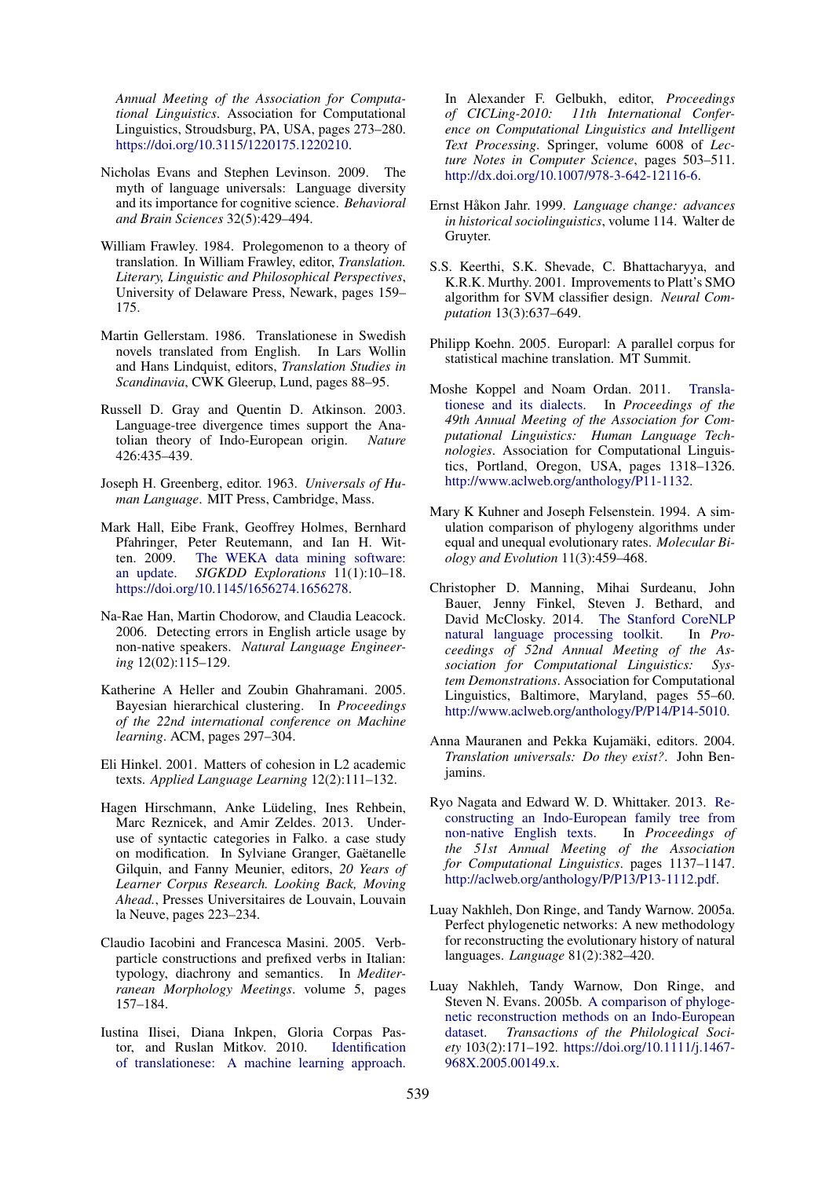*Annual Meeting of the Association for Computational Linguistics*. Association for Computational Linguistics, Stroudsburg, PA, USA, pages 273–280. https://doi.org/10.3115/1220175.1220210.

Nicholas Evans and Stephen Levinson. 2009. The myth of language universals: Language diversity and its importance for cognitive science. *Behavioral and Brain Sciences* 32(5):429–494.

William Frawley. 1984. Prolegomenon to a theory of translation. In William Frawley, editor, *Translation. Literary, Linguistic and Philosophical Perspectives*, University of Delaware Press, Newark, pages 159–175.

Martin Gellerstam. 1986. Translationese in Swedish novels translated from English. In Lars Wollin and Hans Lindquist, editors, *Translation Studies in Scandinavia*, CWK Gleerup, Lund, pages 88–95.

Russell D. Gray and Quentin D. Atkinson. 2003. Language-tree divergence times support the Anatolian theory of Indo-European origin. *Nature* 426:435–439.

Joseph H. Greenberg, editor. 1963. *Universals of Human Language*. MIT Press, Cambridge, Mass.

Mark Hall, Eibe Frank, Geoffrey Holmes, Bernhard Pfahringer, Peter Reutemann, and Ian H. Witten. 2009. The WEKA data mining software: an update. *SIGKDD Explorations* 11(1):10–18. https://doi.org/10.1145/1656274.1656278.

Na-Rae Han, Martin Chodorow, and Claudia Leacock. 2006. Detecting errors in English article usage by non-native speakers. *Natural Language Engineering* 12(02):115–129.

Katherine A Heller and Zoubin Ghahramani. 2005. Bayesian hierarchical clustering. In *Proceedings of the 22nd international conference on Machine learning*. ACM, pages 297–304.

Eli Hinkel. 2001. Matters of cohesion in L2 academic texts. *Applied Language Learning* 12(2):111–132.

Hagen Hirschmann, Anke Lüdeling, Ines Rehbein, Marc Reznicek, and Amir Zeldes. 2013. Underuse of syntactic categories in Falko. a case study on modification. In Sylviane Granger, Gaëtanelle Gilquin, and Fanny Meunier, editors, *20 Years of Learner Corpus Research. Looking Back, Moving Ahead.*, Presses Universitaires de Louvain, Louvain la Neuve, pages 223–234.

Claudio Iacobini and Francesca Masini. 2005. Verb-particle constructions and prefixed verbs in Italian: typology, diachrony and semantics. In *Mediterranean Morphology Meetings*. volume 5, pages 157–184.

Iustina Ilisei, Diana Inkpen, Gloria Corpas Pastor, and Ruslan Mitkov. 2010. Identification of translationese: A machine learning approach. In Alexander F. Gelbukh, editor, *Proceedings of CICLing-2010: 11th International Conference on Computational Linguistics and Intelligent Text Processing*. Springer, volume 6008 of *Lecture Notes in Computer Science*, pages 503–511. http://dx.doi.org/10.1007/978-3-642-12116-6.

Ernst Håkon Jahr. 1999. *Language change: advances in historical sociolinguistics*, volume 114. Walter de Gruyter.

S.S. Keerthi, S.K. Shevade, C. Bhattacharyya, and K.R.K. Murthy. 2001. Improvements to Platt's SMO algorithm for SVM classifier design. *Neural Computation* 13(3):637–649.

Philipp Koehn. 2005. Europarl: A parallel corpus for statistical machine translation. MT Summit.

Moshe Koppel and Noam Ordan. 2011. Translationese and its dialects. In *Proceedings of the 49th Annual Meeting of the Association for Computational Linguistics: Human Language Technologies*. Association for Computational Linguistics, Portland, Oregon, USA, pages 1318–1326. http://www.aclweb.org/anthology/P11-1132.

Mary K Kuhner and Joseph Felsenstein. 1994. A simulation comparison of phylogeny algorithms under equal and unequal evolutionary rates. *Molecular Biology and Evolution* 11(3):459–468.

Christopher D. Manning, Mihai Surdeanu, John Bauer, Jenny Finkel, Steven J. Bethard, and David McClosky. 2014. The Stanford CoreNLP natural language processing toolkit. In *Proceedings of 52nd Annual Meeting of the Association for Computational Linguistics: System Demonstrations*. Association for Computational Linguistics, Baltimore, Maryland, pages 55–60. http://www.aclweb.org/anthology/P/P14/P14-5010.

Anna Mauranen and Pekka Kujamäki, editors. 2004. *Translation universals: Do they exist?*. John Benjamins.

Ryo Nagata and Edward W. D. Whittaker. 2013. Reconstructing an Indo-European family tree from non-native English texts. In *Proceedings of the 51st Annual Meeting of the Association for Computational Linguistics*. pages 1137–1147. http://aclweb.org/anthology/P/P13/P13-1112.pdf.

Luay Nakhleh, Don Ringe, and Tandy Warnow. 2005a. Perfect phylogenetic networks: A new methodology for reconstructing the evolutionary history of natural languages. *Language* 81(2):382–420.

Luay Nakhleh, Tandy Warnow, Don Ringe, and Steven N. Evans. 2005b. A comparison of phylogenetic reconstruction methods on an Indo-European dataset. *Transactions of the Philological Society* 103(2):171–192. https://doi.org/10.1111/j.1467-968X.2005.00149.x.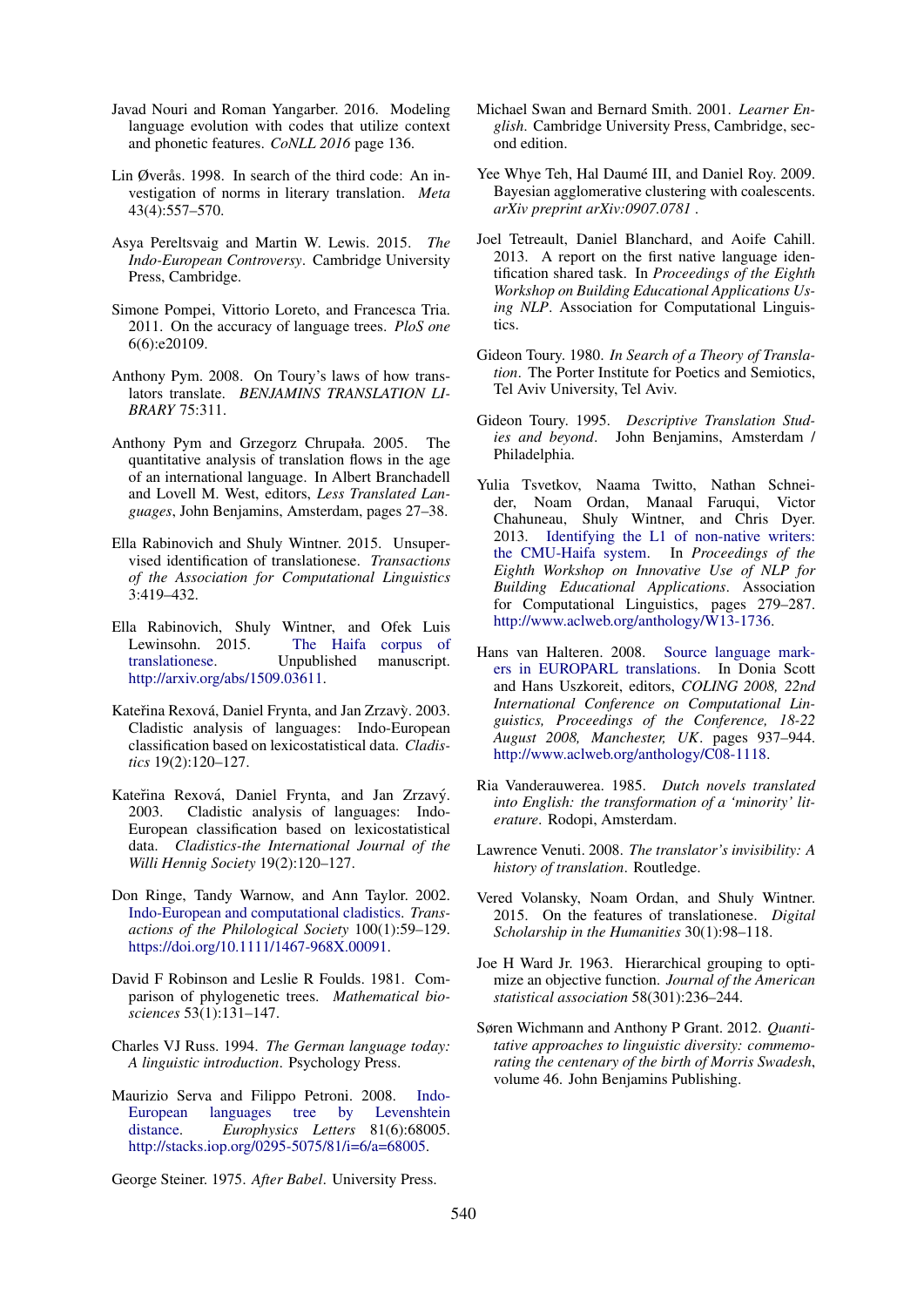Javad Nouri and Roman Yangarber. 2016. Modeling language evolution with codes that utilize context and phonetic features. *CoNLL 2016* page 136.

Lin Øverås. 1998. In search of the third code: An investigation of norms in literary translation. *Meta* 43(4):557–570.

Asya Pereltsvaig and Martin W. Lewis. 2015. *The Indo-European Controversy*. Cambridge University Press, Cambridge.

Simone Pompei, Vittorio Loreto, and Francesca Tria. 2011. On the accuracy of language trees. *PloS one* 6(6):e20109.

Anthony Pym. 2008. On Toury's laws of how translators translate. *BENJAMINS TRANSLATION LIBRARY* 75:311.

Anthony Pym and Grzegorz Chrupała. 2005. The quantitative analysis of translation flows in the age of an international language. In Albert Branchadell and Lovell M. West, editors, *Less Translated Languages*, John Benjamins, Amsterdam, pages 27–38.

Ella Rabinovich and Shuly Wintner. 2015. Unsupervised identification of translationese. *Transactions of the Association for Computational Linguistics* 3:419–432.

Ella Rabinovich, Shuly Wintner, and Ofek Luis Lewinsohn. 2015. The Haifa corpus of translationese. Unpublished manuscript. http://arxiv.org/abs/1509.03611.

Kateřina Rexová, Daniel Frynta, and Jan Zrzavỳ. 2003. Cladistic analysis of languages: Indo-European classification based on lexicostatistical data. *Cladistics* 19(2):120–127.

Kateřina Rexová, Daniel Frynta, and Jan Zrzavý. 2003. Cladistic analysis of languages: Indo-European classification based on lexicostatistical data. *Cladistics-the International Journal of the Willi Hennig Society* 19(2):120–127.

Don Ringe, Tandy Warnow, and Ann Taylor. 2002. Indo-European and computational cladistics. *Transactions of the Philological Society* 100(1):59–129. https://doi.org/10.1111/1467-968X.00091.

David F Robinson and Leslie R Foulds. 1981. Comparison of phylogenetic trees. *Mathematical biosciences* 53(1):131–147.

Charles VJ Russ. 1994. *The German language today: A linguistic introduction*. Psychology Press.

Maurizio Serva and Filippo Petroni. 2008. Indo-European languages tree by Levenshtein distance. *Europhysics Letters* 81(6):68005. http://stacks.iop.org/0295-5075/81/i=6/a=68005.

George Steiner. 1975. *After Babel*. University Press.

Michael Swan and Bernard Smith. 2001. *Learner English*. Cambridge University Press, Cambridge, second edition.

Yee Whye Teh, Hal Daumé III, and Daniel Roy. 2009. Bayesian agglomerative clustering with coalescents. *arXiv preprint arXiv:0907.0781* .

Joel Tetreault, Daniel Blanchard, and Aoife Cahill. 2013. A report on the first native language identification shared task. In *Proceedings of the Eighth Workshop on Building Educational Applications Using NLP*. Association for Computational Linguistics.

Gideon Toury. 1980. *In Search of a Theory of Translation*. The Porter Institute for Poetics and Semiotics, Tel Aviv University, Tel Aviv.

Gideon Toury. 1995. *Descriptive Translation Studies and beyond*. John Benjamins, Amsterdam / Philadelphia.

Yulia Tsvetkov, Naama Twitto, Nathan Schneider, Noam Ordan, Manaal Faruqui, Victor Chahuneau, Shuly Wintner, and Chris Dyer. 2013. Identifying the L1 of non-native writers: the CMU-Haifa system. In *Proceedings of the Eighth Workshop on Innovative Use of NLP for Building Educational Applications*. Association for Computational Linguistics, pages 279–287. http://www.aclweb.org/anthology/W13-1736.

Hans van Halteren. 2008. Source language markers in EUROPARL translations. In Donia Scott and Hans Uszkoreit, editors, *COLING 2008, 22nd International Conference on Computational Linguistics, Proceedings of the Conference, 18-22 August 2008, Manchester, UK*. pages 937–944. http://www.aclweb.org/anthology/C08-1118.

Ria Vanderauwerea. 1985. *Dutch novels translated into English: the transformation of a 'minority' literature*. Rodopi, Amsterdam.

Lawrence Venuti. 2008. *The translator's invisibility: A history of translation*. Routledge.

Vered Volansky, Noam Ordan, and Shuly Wintner. 2015. On the features of translationese. *Digital Scholarship in the Humanities* 30(1):98–118.

Joe H Ward Jr. 1963. Hierarchical grouping to optimize an objective function. *Journal of the American statistical association* 58(301):236–244.

Søren Wichmann and Anthony P Grant. 2012. *Quantitative approaches to linguistic diversity: commemorating the centenary of the birth of Morris Swadesh*, volume 46. John Benjamins Publishing.